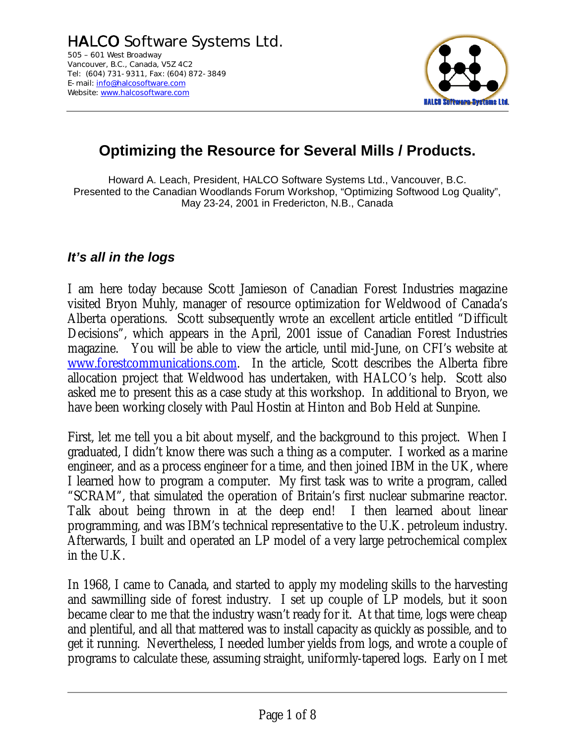HALCO Software Systems Ltd.
505 – 601 West Broadway
Vancouver, B.C., Canada, V5Z 4C2
Tel: (604) 731-9311, Fax: (604) 872-3849
E-mail: info@halcosoftware.com
Website: www.halcosoftware.com

# Optimizing the Resource for Several Mills / Products.

Howard A. Leach, President, HALCO Software Systems Ltd., Vancouver, B.C.
Presented to the Canadian Woodlands Forum Workshop, "Optimizing Softwood Log Quality",
May 23-24, 2001 in Fredericton, N.B., Canada

## *It's all in the logs*

I am here today because Scott Jamieson of Canadian Forest Industries magazine visited Bryon Muhly, manager of resource optimization for Weldwood of Canada's Alberta operations. Scott subsequently wrote an excellent article entitled "Difficult Decisions", which appears in the April, 2001 issue of Canadian Forest Industries magazine. You will be able to view the article, until mid-June, on CFI's website at www.forestcommunications.com. In the article, Scott describes the Alberta fibre allocation project that Weldwood has undertaken, with HALCO's help. Scott also asked me to present this as a case study at this workshop. In additional to Bryon, we have been working closely with Paul Hostin at Hinton and Bob Held at Sunpine.

First, let me tell you a bit about myself, and the background to this project. When I graduated, I didn't know there was such a thing as a computer. I worked as a marine engineer, and as a process engineer for a time, and then joined IBM in the UK, where I learned how to program a computer. My first task was to write a program, called "SCRAM", that simulated the operation of Britain's first nuclear submarine reactor. Talk about being thrown in at the deep end! I then learned about linear programming, and was IBM's technical representative to the U.K. petroleum industry. Afterwards, I built and operated an LP model of a very large petrochemical complex in the U.K.

In 1968, I came to Canada, and started to apply my modeling skills to the harvesting and sawmilling side of forest industry. I set up couple of LP models, but it soon became clear to me that the industry wasn't ready for it. At that time, logs were cheap and plentiful, and all that mattered was to install capacity as quickly as possible, and to get it running. Nevertheless, I needed lumber yields from logs, and wrote a couple of programs to calculate these, assuming straight, uniformly-tapered logs. Early on I met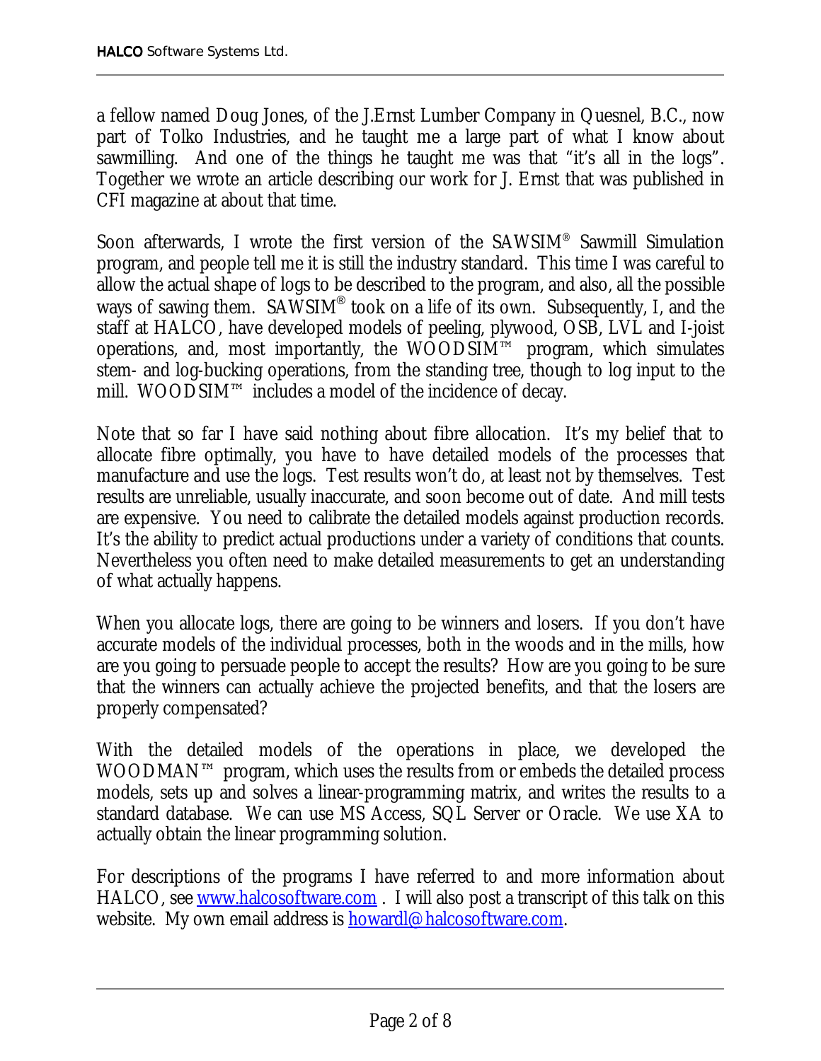a fellow named Doug Jones, of the J.Ernst Lumber Company in Quesnel, B.C., now part of Tolko Industries, and he taught me a large part of what I know about sawmilling. And one of the things he taught me was that "it's all in the logs". Together we wrote an article describing our work for J. Ernst that was published in CFI magazine at about that time.

Soon afterwards, I wrote the first version of the SAWSIM® Sawmill Simulation program, and people tell me it is still the industry standard. This time I was careful to allow the actual shape of logs to be described to the program, and also, all the possible ways of sawing them. SAWSIM® took on a life of its own. Subsequently, I, and the staff at HALCO, have developed models of peeling, plywood, OSB, LVL and I-joist operations, and, most importantly, the WOODSIM™ program, which simulates stem- and log-bucking operations, from the standing tree, though to log input to the mill. WOODSIM™ includes a model of the incidence of decay.

Note that so far I have said nothing about fibre allocation. It's my belief that to allocate fibre optimally, you have to have detailed models of the processes that manufacture and use the logs. Test results won't do, at least not by themselves. Test results are unreliable, usually inaccurate, and soon become out of date. And mill tests are expensive. You need to calibrate the detailed models against production records. It's the ability to predict actual productions under a variety of conditions that counts. Nevertheless you often need to make detailed measurements to get an understanding of what actually happens.

When you allocate logs, there are going to be winners and losers. If you don't have accurate models of the individual processes, both in the woods and in the mills, how are you going to persuade people to accept the results? How are you going to be sure that the winners can actually achieve the projected benefits, and that the losers are properly compensated?

With the detailed models of the operations in place, we developed the WOODMAN™ program, which uses the results from or embeds the detailed process models, sets up and solves a linear-programming matrix, and writes the results to a standard database. We can use MS Access, SQL Server or Oracle. We use XA to actually obtain the linear programming solution.

For descriptions of the programs I have referred to and more information about HALCO, see [www.halcosoftware.com](http://www.halcosoftware.com) . I will also post a transcript of this talk on this website. My own email address is [howardl@halcosoftware.com](mailto:howardl@halcosoftware.com).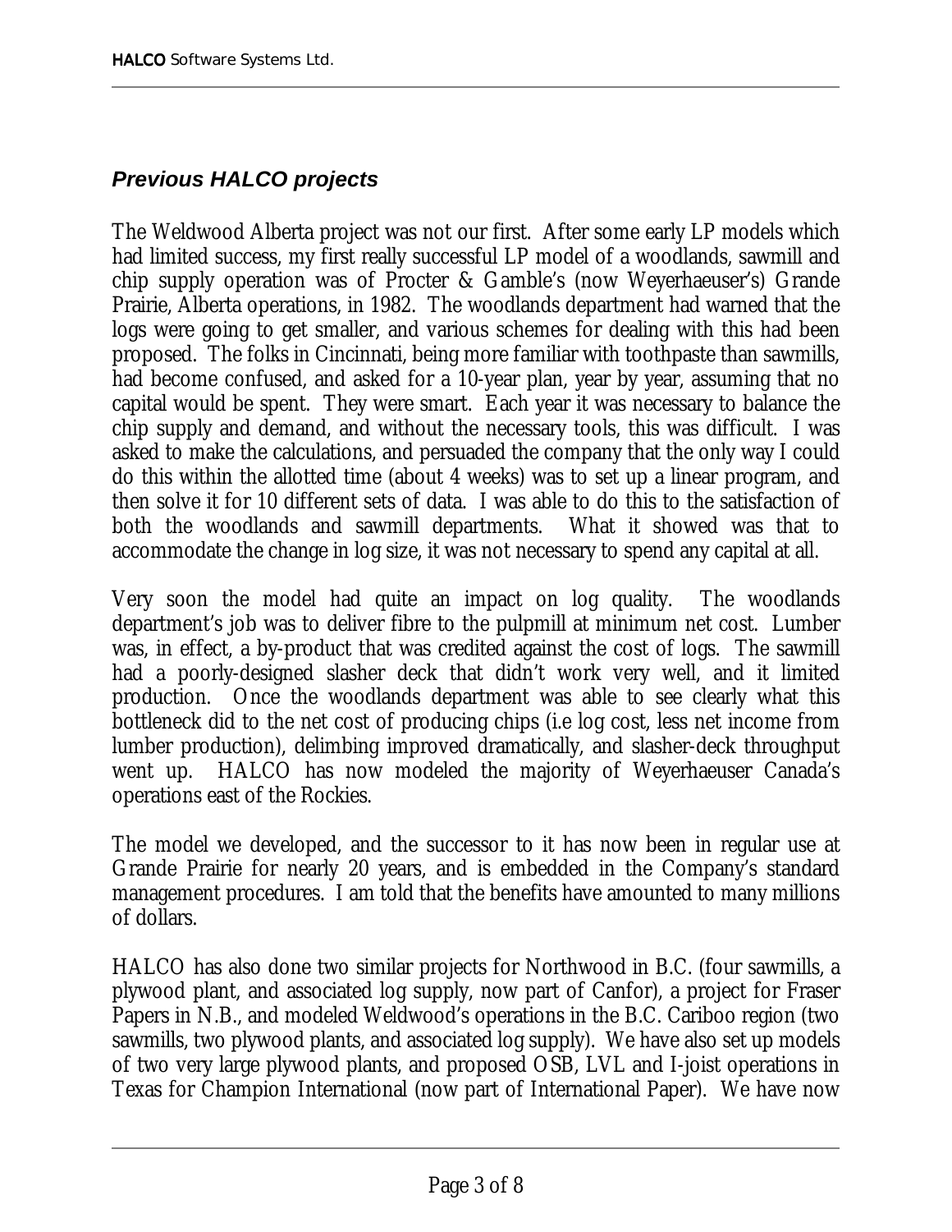## *Previous HALCO projects*

The Weldwood Alberta project was not our first. After some early LP models which had limited success, my first really successful LP model of a woodlands, sawmill and chip supply operation was of Procter & Gamble's (now Weyerhaeuser's) Grande Prairie, Alberta operations, in 1982. The woodlands department had warned that the logs were going to get smaller, and various schemes for dealing with this had been proposed. The folks in Cincinnati, being more familiar with toothpaste than sawmills, had become confused, and asked for a 10-year plan, year by year, assuming that no capital would be spent. They were smart. Each year it was necessary to balance the chip supply and demand, and without the necessary tools, this was difficult. I was asked to make the calculations, and persuaded the company that the only way I could do this within the allotted time (about 4 weeks) was to set up a linear program, and then solve it for 10 different sets of data. I was able to do this to the satisfaction of both the woodlands and sawmill departments. What it showed was that to accommodate the change in log size, it was not necessary to spend any capital at all.

Very soon the model had quite an impact on log quality. The woodlands department's job was to deliver fibre to the pulpmill at minimum net cost. Lumber was, in effect, a by-product that was credited against the cost of logs. The sawmill had a poorly-designed slasher deck that didn't work very well, and it limited production. Once the woodlands department was able to see clearly what this bottleneck did to the net cost of producing chips (i.e log cost, less net income from lumber production), delimbing improved dramatically, and slasher-deck throughput went up. HALCO has now modeled the majority of Weyerhaeuser Canada's operations east of the Rockies.

The model we developed, and the successor to it has now been in regular use at Grande Prairie for nearly 20 years, and is embedded in the Company's standard management procedures. I am told that the benefits have amounted to many millions of dollars.

HALCO has also done two similar projects for Northwood in B.C. (four sawmills, a plywood plant, and associated log supply, now part of Canfor), a project for Fraser Papers in N.B., and modeled Weldwood's operations in the B.C. Cariboo region (two sawmills, two plywood plants, and associated log supply). We have also set up models of two very large plywood plants, and proposed OSB, LVL and I-joist operations in Texas for Champion International (now part of International Paper). We have now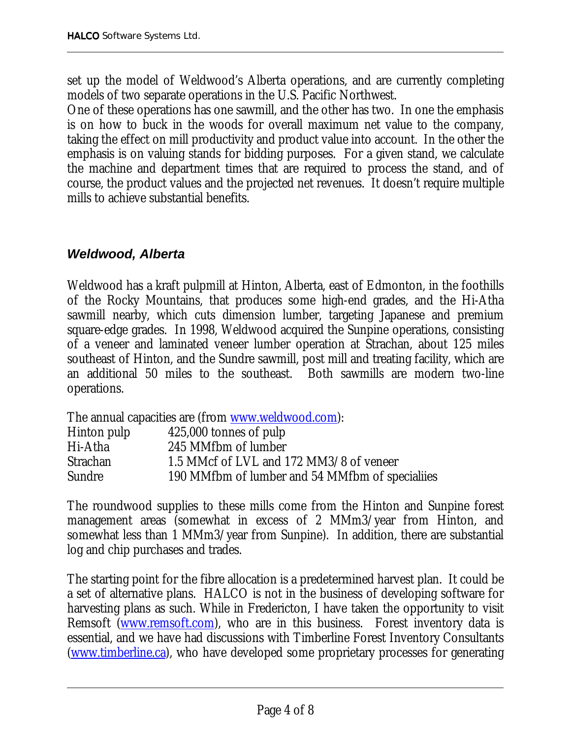set up the model of Weldwood's Alberta operations, and are currently completing models of two separate operations in the U.S. Pacific Northwest.
One of these operations has one sawmill, and the other has two. In one the emphasis is on how to buck in the woods for overall maximum net value to the company, taking the effect on mill productivity and product value into account. In the other the emphasis is on valuing stands for bidding purposes. For a given stand, we calculate the machine and department times that are required to process the stand, and of course, the product values and the projected net revenues. It doesn't require multiple mills to achieve substantial benefits.

### *Weldwood, Alberta*

Weldwood has a kraft pulpmill at Hinton, Alberta, east of Edmonton, in the foothills of the Rocky Mountains, that produces some high-end grades, and the Hi-Atha sawmill nearby, which cuts dimension lumber, targeting Japanese and premium square-edge grades. In 1998, Weldwood acquired the Sunpine operations, consisting of a veneer and laminated veneer lumber operation at Strachan, about 125 miles southeast of Hinton, and the Sundre sawmill, post mill and treating facility, which are an additional 50 miles to the southeast. Both sawmills are modern two-line operations.

The annual capacities are (from [www.weldwood.com](http://www.weldwood.com)):

| | |
|---|---|
| Hinton pulp | 425,000 tonnes of pulp |
| Hi-Atha | 245 MMfbm of lumber |
| Strachan | 1.5 MMcf of LVL and 172 MM3/8 of veneer |
| Sundre | 190 MMfbm of lumber and 54 MMfbm of specialiies |

The roundwood supplies to these mills come from the Hinton and Sunpine forest management areas (somewhat in excess of 2 MMm3/year from Hinton, and somewhat less than 1 MMm3/year from Sunpine). In addition, there are substantial log and chip purchases and trades.

The starting point for the fibre allocation is a predetermined harvest plan. It could be a set of alternative plans. HALCO is not in the business of developing software for harvesting plans as such. While in Fredericton, I have taken the opportunity to visit Remsoft ([www.remsoft.com](http://www.remsoft.com)), who are in this business. Forest inventory data is essential, and we have had discussions with Timberline Forest Inventory Consultants ([www.timberline.ca](http://www.timberline.ca)), who have developed some proprietary processes for generating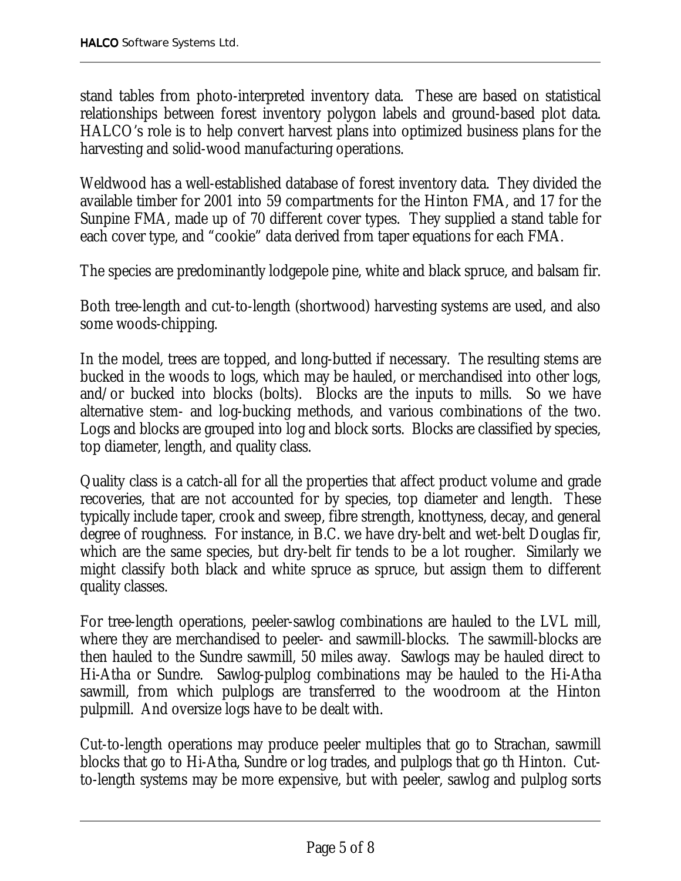stand tables from photo-interpreted inventory data. These are based on statistical relationships between forest inventory polygon labels and ground-based plot data. HALCO's role is to help convert harvest plans into optimized business plans for the harvesting and solid-wood manufacturing operations.

Weldwood has a well-established database of forest inventory data. They divided the available timber for 2001 into 59 compartments for the Hinton FMA, and 17 for the Sunpine FMA, made up of 70 different cover types. They supplied a stand table for each cover type, and "cookie" data derived from taper equations for each FMA.

The species are predominantly lodgepole pine, white and black spruce, and balsam fir.

Both tree-length and cut-to-length (shortwood) harvesting systems are used, and also some woods-chipping.

In the model, trees are topped, and long-butted if necessary. The resulting stems are bucked in the woods to logs, which may be hauled, or merchandised into other logs, and/or bucked into blocks (bolts). Blocks are the inputs to mills. So we have alternative stem- and log-bucking methods, and various combinations of the two. Logs and blocks are grouped into log and block sorts. Blocks are classified by species, top diameter, length, and quality class.

Quality class is a catch-all for all the properties that affect product volume and grade recoveries, that are not accounted for by species, top diameter and length. These typically include taper, crook and sweep, fibre strength, knottyness, decay, and general degree of roughness. For instance, in B.C. we have dry-belt and wet-belt Douglas fir, which are the same species, but dry-belt fir tends to be a lot rougher. Similarly we might classify both black and white spruce as spruce, but assign them to different quality classes.

For tree-length operations, peeler-sawlog combinations are hauled to the LVL mill, where they are merchandised to peeler- and sawmill-blocks. The sawmill-blocks are then hauled to the Sundre sawmill, 50 miles away. Sawlogs may be hauled direct to Hi-Atha or Sundre. Sawlog-pulplog combinations may be hauled to the Hi-Atha sawmill, from which pulplogs are transferred to the woodroom at the Hinton pulpmill. And oversize logs have to be dealt with.

Cut-to-length operations may produce peeler multiples that go to Strachan, sawmill blocks that go to Hi-Atha, Sundre or log trades, and pulplogs that go th Hinton. Cut-to-length systems may be more expensive, but with peeler, sawlog and pulplog sorts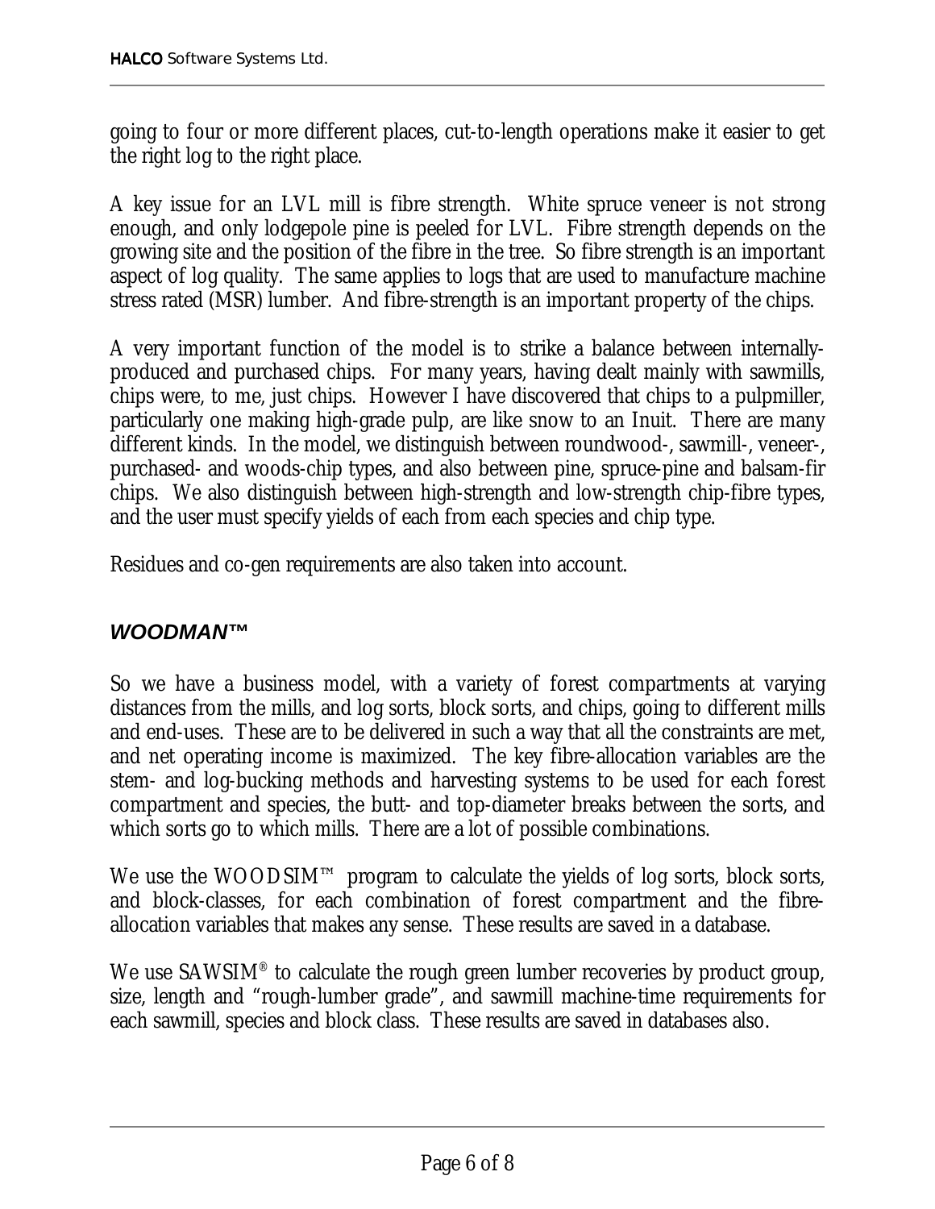going to four or more different places, cut-to-length operations make it easier to get the right log to the right place.

A key issue for an LVL mill is fibre strength. White spruce veneer is not strong enough, and only lodgepole pine is peeled for LVL. Fibre strength depends on the growing site and the position of the fibre in the tree. So fibre strength is an important aspect of log quality. The same applies to logs that are used to manufacture machine stress rated (MSR) lumber. And fibre-strength is an important property of the chips.

A very important function of the model is to strike a balance between internally-produced and purchased chips. For many years, having dealt mainly with sawmills, chips were, to me, just chips. However I have discovered that chips to a pulpmiller, particularly one making high-grade pulp, are like snow to an Inuit. There are many different kinds. In the model, we distinguish between roundwood-, sawmill-, veneer-, purchased- and woods-chip types, and also between pine, spruce-pine and balsam-fir chips. We also distinguish between high-strength and low-strength chip-fibre types, and the user must specify yields of each from each species and chip type.

Residues and co-gen requirements are also taken into account.

## *WOODMAN™*

So we have a business model, with a variety of forest compartments at varying distances from the mills, and log sorts, block sorts, and chips, going to different mills and end-uses. These are to be delivered in such a way that all the constraints are met, and net operating income is maximized. The key fibre-allocation variables are the stem- and log-bucking methods and harvesting systems to be used for each forest compartment and species, the butt- and top-diameter breaks between the sorts, and which sorts go to which mills. There are a lot of possible combinations.

We use the WOODSIM™ program to calculate the yields of log sorts, block sorts, and block-classes, for each combination of forest compartment and the fibre-allocation variables that makes any sense. These results are saved in a database.

We use SAWSIM® to calculate the rough green lumber recoveries by product group, size, length and "rough-lumber grade", and sawmill machine-time requirements for each sawmill, species and block class. These results are saved in databases also.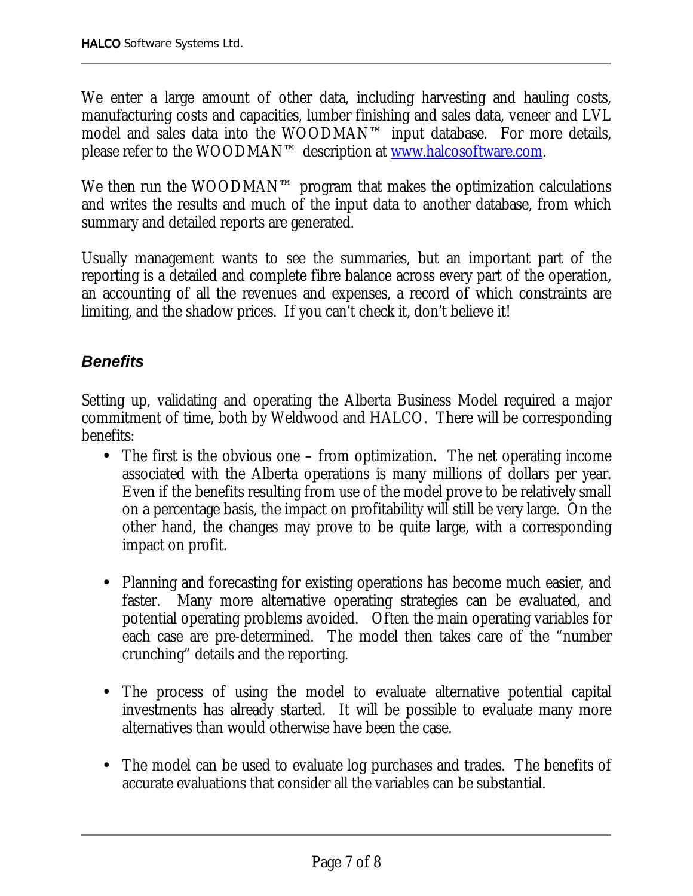We enter a large amount of other data, including harvesting and hauling costs, manufacturing costs and capacities, lumber finishing and sales data, veneer and LVL model and sales data into the WOODMAN™ input database. For more details, please refer to the WOODMAN™ description at www.halcosoftware.com.

We then run the WOODMAN™ program that makes the optimization calculations and writes the results and much of the input data to another database, from which summary and detailed reports are generated.

Usually management wants to see the summaries, but an important part of the reporting is a detailed and complete fibre balance across every part of the operation, an accounting of all the revenues and expenses, a record of which constraints are limiting, and the shadow prices. If you can't check it, don't believe it!

### *Benefits*

Setting up, validating and operating the Alberta Business Model required a major commitment of time, both by Weldwood and HALCO. There will be corresponding benefits:

- The first is the obvious one – from optimization. The net operating income associated with the Alberta operations is many millions of dollars per year. Even if the benefits resulting from use of the model prove to be relatively small on a percentage basis, the impact on profitability will still be very large. On the other hand, the changes may prove to be quite large, with a corresponding impact on profit.

- Planning and forecasting for existing operations has become much easier, and faster. Many more alternative operating strategies can be evaluated, and potential operating problems avoided. Often the main operating variables for each case are pre-determined. The model then takes care of the "number crunching" details and the reporting.

- The process of using the model to evaluate alternative potential capital investments has already started. It will be possible to evaluate many more alternatives than would otherwise have been the case.

- The model can be used to evaluate log purchases and trades. The benefits of accurate evaluations that consider all the variables can be substantial.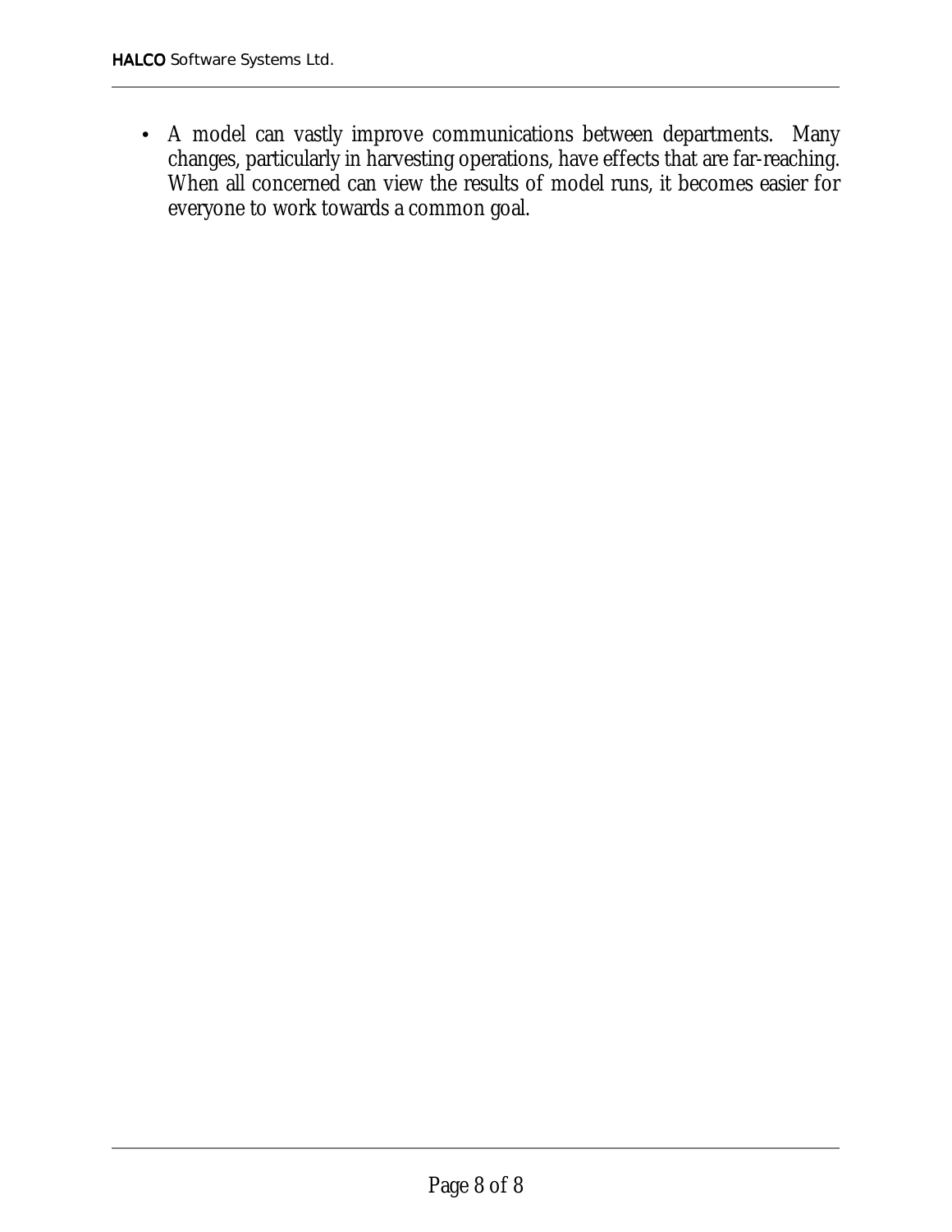- A model can vastly improve communications between departments. Many changes, particularly in harvesting operations, have effects that are far-reaching. When all concerned can view the results of model runs, it becomes easier for everyone to work towards a common goal.